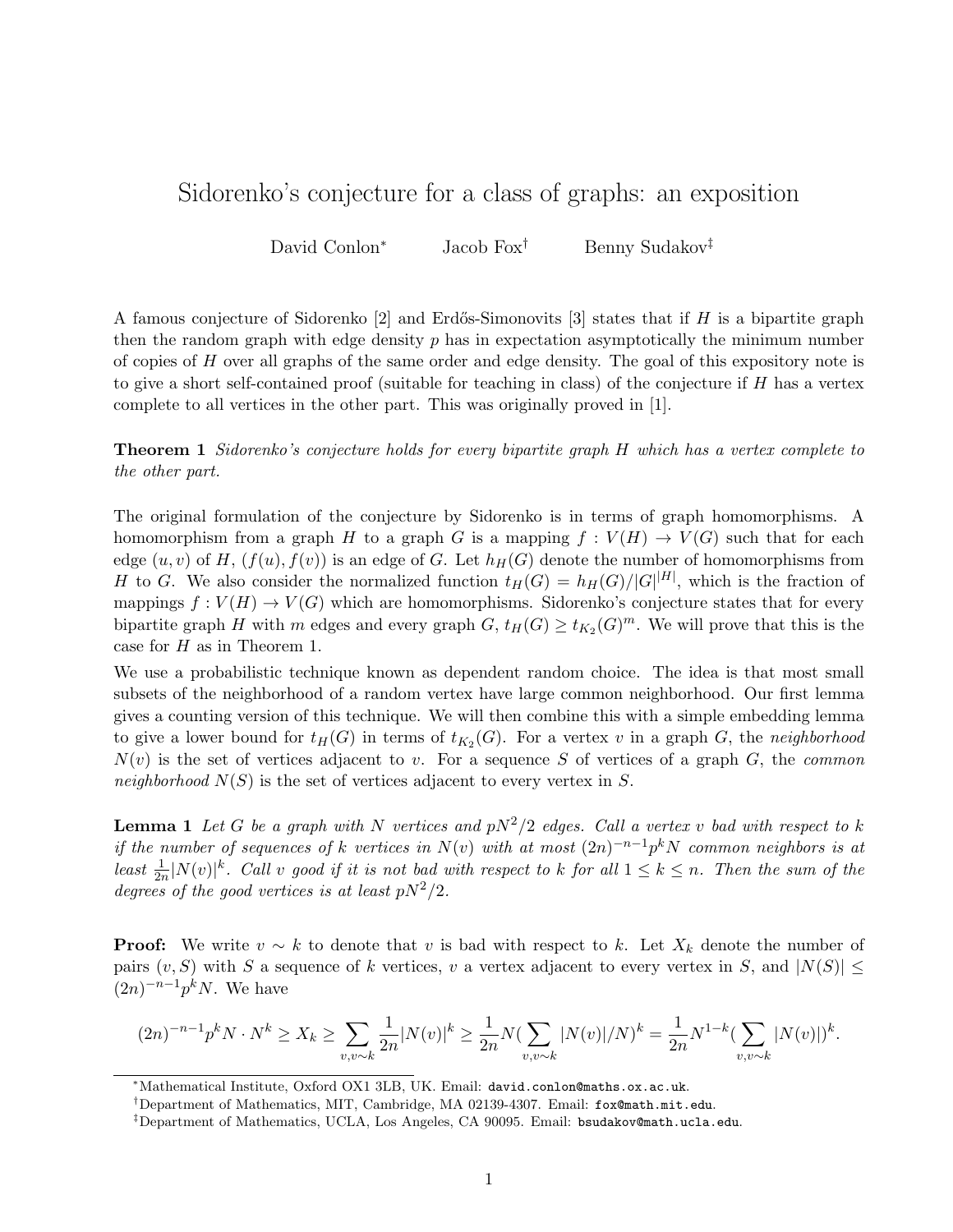# Sidorenko's conjecture for a class of graphs: an exposition

David Conlon* Jacob Fox† Benny Sudakov‡

A famous conjecture of Sidorenko [2] and Erdős-Simonovits [3] states that if $H$ is a bipartite graph then the random graph with edge density $p$ has in expectation asymptotically the minimum number of copies of $H$ over all graphs of the same order and edge density. The goal of this expository note is to give a short self-contained proof (suitable for teaching in class) of the conjecture if $H$ has a vertex complete to all vertices in the other part. This was originally proved in [1].

**Theorem 1** *Sidorenko's conjecture holds for every bipartite graph $H$ which has a vertex complete to the other part.*

The original formulation of the conjecture by Sidorenko is in terms of graph homomorphisms. A homomorphism from a graph $H$ to a graph $G$ is a mapping $f : V(H) \to V(G)$ such that for each edge $(u, v)$ of $H$, $(f(u), f(v))$ is an edge of $G$. Let $h_H(G)$ denote the number of homomorphisms from $H$ to $G$. We also consider the normalized function $t_H(G) = h_H(G)/|G|^{|H|}$, which is the fraction of mappings $f : V(H) \to V(G)$ which are homomorphisms. Sidorenko's conjecture states that for every bipartite graph $H$ with $m$ edges and every graph $G$, $t_H(G) \geq t_{K_2}(G)^m$. We will prove that this is the case for $H$ as in Theorem 1.

We use a probabilistic technique known as dependent random choice. The idea is that most small subsets of the neighborhood of a random vertex have large common neighborhood. Our first lemma gives a counting version of this technique. We will then combine this with a simple embedding lemma to give a lower bound for $t_H(G)$ in terms of $t_{K_2}(G)$. For a vertex $v$ in a graph $G$, the *neighborhood* $N(v)$ is the set of vertices adjacent to $v$. For a sequence $S$ of vertices of a graph $G$, the *common neighborhood* $N(S)$ is the set of vertices adjacent to every vertex in $S$.

**Lemma 1** *Let $G$ be a graph with $N$ vertices and $pN^2/2$ edges. Call a vertex $v$ bad with respect to $k$ if the number of sequences of $k$ vertices in $N(v)$ with at most $(2n)^{-n-1}p^kN$ common neighbors is at least $\frac{1}{2n}|N(v)|^k$. Call $v$ good if it is not bad with respect to $k$ for all $1 \leq k \leq n$. Then the sum of the degrees of the good vertices is at least $pN^2/2$.*

**Proof:** We write $v \sim k$ to denote that $v$ is bad with respect to $k$. Let $X_k$ denote the number of pairs $(v, S)$ with $S$ a sequence of $k$ vertices, $v$ a vertex adjacent to every vertex in $S$, and $|N(S)| \leq (2n)^{-n-1}p^kN$. We have

$$(2n)^{-n-1}p^kN \cdot N^k \geq X_k \geq \sum_{v, v \sim k} \frac{1}{2n}|N(v)|^k \geq \frac{1}{2n}N(\sum_{v, v \sim k}|N(v)|/N)^k = \frac{1}{2n}N^{1-k}(\sum_{v, v \sim k}|N(v)|)^k.$$

---

*Mathematical Institute, Oxford OX1 3LB, UK. Email: david.conlon@maths.ox.ac.uk.

†Department of Mathematics, MIT, Cambridge, MA 02139-4307. Email: fox@math.mit.edu.

‡Department of Mathematics, UCLA, Los Angeles, CA 90095. Email: bsudakov@math.ucla.edu.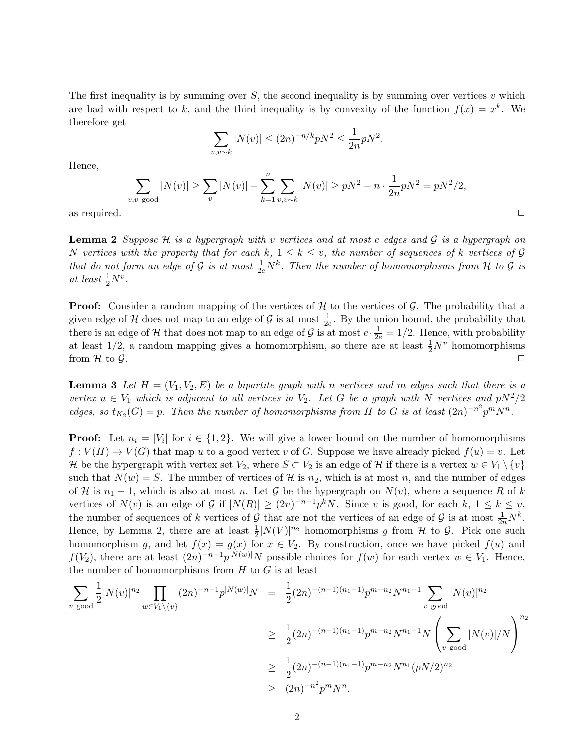The first inequality is by summing over $S$, the second inequality is by summing over vertices $v$ which are bad with respect to $k$, and the third inequality is by convexity of the function $f(x) = x^k$. We therefore get

$$\sum_{v, v \sim k} |N(v)| \leq (2n)^{-n/k} pN^2 \leq \frac{1}{2n} pN^2.$$

Hence,

$$\sum_{v, v \text{ good}} |N(v)| \geq \sum_{v} |N(v)| - \sum_{k=1}^{n} \sum_{v, v \sim k} |N(v)| \geq pN^2 - n \cdot \frac{1}{2n} pN^2 = pN^2/2,$$

as required. $\square$

**Lemma 2** *Suppose $\mathcal{H}$ is a hypergraph with $v$ vertices and at most $e$ edges and $\mathcal{G}$ is a hypergraph on $N$ vertices with the property that for each $k$, $1 \leq k \leq v$, the number of sequences of $k$ vertices of $\mathcal{G}$ that do not form an edge of $\mathcal{G}$ is at most $\frac{1}{2e} N^k$. Then the number of homomorphisms from $\mathcal{H}$ to $\mathcal{G}$ is at least $\frac{1}{2} N^v$.*

**Proof:** Consider a random mapping of the vertices of $\mathcal{H}$ to the vertices of $\mathcal{G}$. The probability that a given edge of $\mathcal{H}$ does not map to an edge of $\mathcal{G}$ is at most $\frac{1}{2e}$. By the union bound, the probability that there is an edge of $\mathcal{H}$ that does not map to an edge of $\mathcal{G}$ is at most $e \cdot \frac{1}{2e} = 1/2$. Hence, with probability at least $1/2$, a random mapping gives a homomorphism, so there are at least $\frac{1}{2} N^v$ homomorphisms from $\mathcal{H}$ to $\mathcal{G}$. $\square$

**Lemma 3** *Let $H = (V_1, V_2, E)$ be a bipartite graph with $n$ vertices and $m$ edges such that there is a vertex $u \in V_1$ which is adjacent to all vertices in $V_2$. Let $G$ be a graph with $N$ vertices and $pN^2/2$ edges, so $t_{K_2}(G) = p$. Then the number of homomorphisms from $H$ to $G$ is at least $(2n)^{-n^2} p^m N^n$.*

**Proof:** Let $n_i = |V_i|$ for $i \in \{1, 2\}$. We will give a lower bound on the number of homomorphisms $f : V(H) \to V(G)$ that map $u$ to a good vertex $v$ of $G$. Suppose we have already picked $f(u) = v$. Let $\mathcal{H}$ be the hypergraph with vertex set $V_2$, where $S \subset V_2$ is an edge of $\mathcal{H}$ if there is a vertex $w \in V_1 \setminus \{v\}$ such that $N(w) = S$. The number of vertices of $\mathcal{H}$ is $n_2$, which is at most $n$, and the number of edges of $\mathcal{H}$ is $n_1 - 1$, which is also at most $n$. Let $\mathcal{G}$ be the hypergraph on $N(v)$, where a sequence $R$ of $k$ vertices of $N(v)$ is an edge of $\mathcal{G}$ if $|N(R)| \geq (2n)^{-n-1} p^k N$. Since $v$ is good, for each $k$, $1 \leq k \leq v$, the number of sequences of $k$ vertices of $\mathcal{G}$ that are not the vertices of an edge of $\mathcal{G}$ is at most $\frac{1}{2n} N^k$. Hence, by Lemma 2, there are at least $\frac{1}{2} |N(V)|^{n_2}$ homomorphisms $g$ from $\mathcal{H}$ to $\mathcal{G}$. Pick one such homomorphism $g$, and let $f(x) = g(x)$ for $x \in V_2$. By construction, once we have picked $f(u)$ and $f(V_2)$, there are at least $(2n)^{-n-1} p^{|N(w)|} N$ possible choices for $f(w)$ for each vertex $w \in V_1$. Hence, the number of homomorphisms from $H$ to $G$ is at least

$$\begin{aligned}
\sum_{v \text{ good}} \frac{1}{2} |N(v)|^{n_2} \prod_{w \in V_1 \setminus \{v\}} (2n)^{-n-1} p^{|N(w)|} N &= \frac{1}{2} (2n)^{-(n-1)(n_1-1)} p^{m-n_2} N^{n_1-1} \sum_{v \text{ good}} |N(v)|^{n_2} \\
&\geq \frac{1}{2} (2n)^{-(n-1)(n_1-1)} p^{m-n_2} N^{n_1-1} N \left( \sum_{v \text{ good}} |N(v)|/N \right)^{n_2} \\
&\geq \frac{1}{2} (2n)^{-(n-1)(n_1-1)} p^{m-n_2} N^{n_1} (pN/2)^{n_2} \\
&\geq (2n)^{-n^2} p^m N^n.
\end{aligned}$$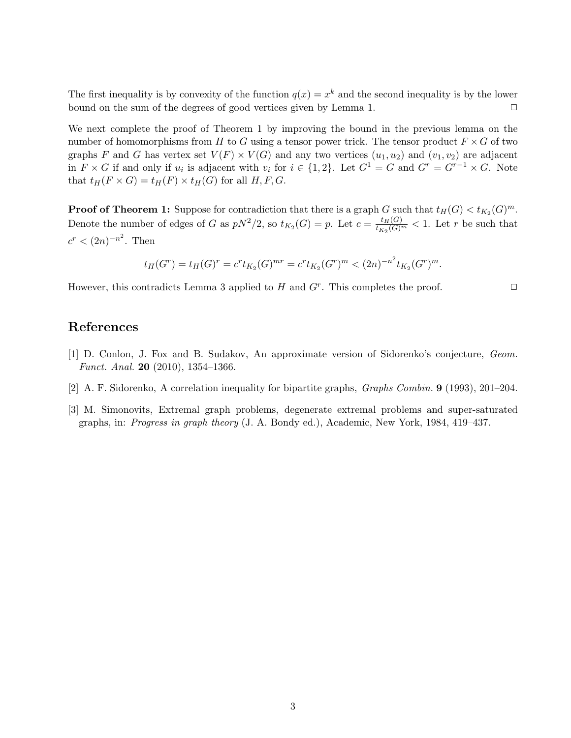The first inequality is by convexity of the function $q(x) = x^k$ and the second inequality is by the lower bound on the sum of the degrees of good vertices given by Lemma 1. $\square$

We next complete the proof of Theorem 1 by improving the bound in the previous lemma on the number of homomorphisms from $H$ to $G$ using a tensor power trick. The tensor product $F \times G$ of two graphs $F$ and $G$ has vertex set $V(F) \times V(G)$ and any two vertices $(u_1, u_2)$ and $(v_1, v_2)$ are adjacent in $F \times G$ if and only if $u_i$ is adjacent with $v_i$ for $i \in \{1, 2\}$. Let $G^1 = G$ and $G^r = G^{r-1} \times G$. Note that $t_H(F \times G) = t_H(F) \times t_H(G)$ for all $H, F, G$.

**Proof of Theorem 1:** Suppose for contradiction that there is a graph $G$ such that $t_H(G) < t_{K_2}(G)^m$. Denote the number of edges of $G$ as $pN^2/2$, so $t_{K_2}(G) = p$. Let $c = \frac{t_H(G)}{t_{K_2}(G)^m} < 1$. Let $r$ be such that $c^r < (2n)^{-n^2}$. Then

$$t_H(G^r) = t_H(G)^r = c^r t_{K_2}(G)^{mr} = c^r t_{K_2}(G^r)^m < (2n)^{-n^2} t_{K_2}(G^r)^m.$$

However, this contradicts Lemma 3 applied to $H$ and $G^r$. This completes the proof. $\square$

## References

[1] D. Conlon, J. Fox and B. Sudakov, An approximate version of Sidorenko's conjecture, *Geom. Funct. Anal.* **20** (2010), 1354–1366.

[2] A. F. Sidorenko, A correlation inequality for bipartite graphs, *Graphs Combin.* **9** (1993), 201–204.

[3] M. Simonovits, Extremal graph problems, degenerate extremal problems and super-saturated graphs, in: *Progress in graph theory* (J. A. Bondy ed.), Academic, New York, 1984, 419–437.